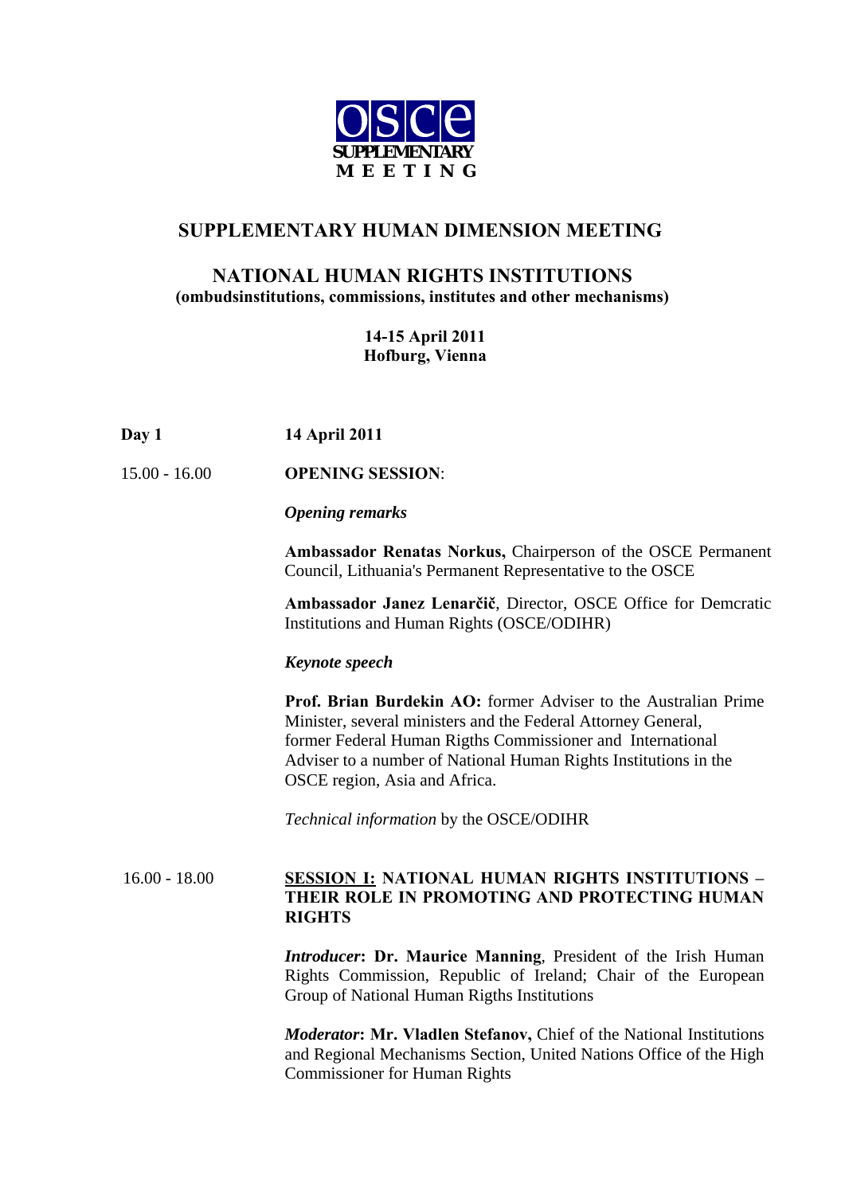**OSCE SUPPLEMENTARY MEETING**

# SUPPLEMENTARY HUMAN DIMENSION MEETING

## NATIONAL HUMAN RIGHTS INSTITUTIONS

**(ombudsinstitutions, commissions, institutes and other mechanisms)**

**14-15 April 2011**
**Hofburg, Vienna**

**Day 1** **14 April 2011**

15.00 - 16.00 **OPENING SESSION**:

***Opening remarks***

**Ambassador Renatas Norkus,** Chairperson of the OSCE Permanent Council, Lithuania's Permanent Representative to the OSCE

**Ambassador Janez Lenarčič**, Director, OSCE Office for Demcratic Institutions and Human Rights (OSCE/ODIHR)

***Keynote speech***

**Prof. Brian Burdekin AO:** former Adviser to the Australian Prime Minister, several ministers and the Federal Attorney General, former Federal Human Rigths Commissioner and International Adviser to a number of National Human Rights Institutions in the OSCE region, Asia and Africa.

*Technical information* by the OSCE/ODIHR

16.00 - 18.00 **SESSION I: NATIONAL HUMAN RIGHTS INSTITUTIONS – THEIR ROLE IN PROMOTING AND PROTECTING HUMAN RIGHTS**

***Introducer*: Dr. Maurice Manning**, President of the Irish Human Rights Commission, Republic of Ireland; Chair of the European Group of National Human Rigths Institutions

***Moderator*: Mr. Vladlen Stefanov,** Chief of the National Institutions and Regional Mechanisms Section, United Nations Office of the High Commissioner for Human Rights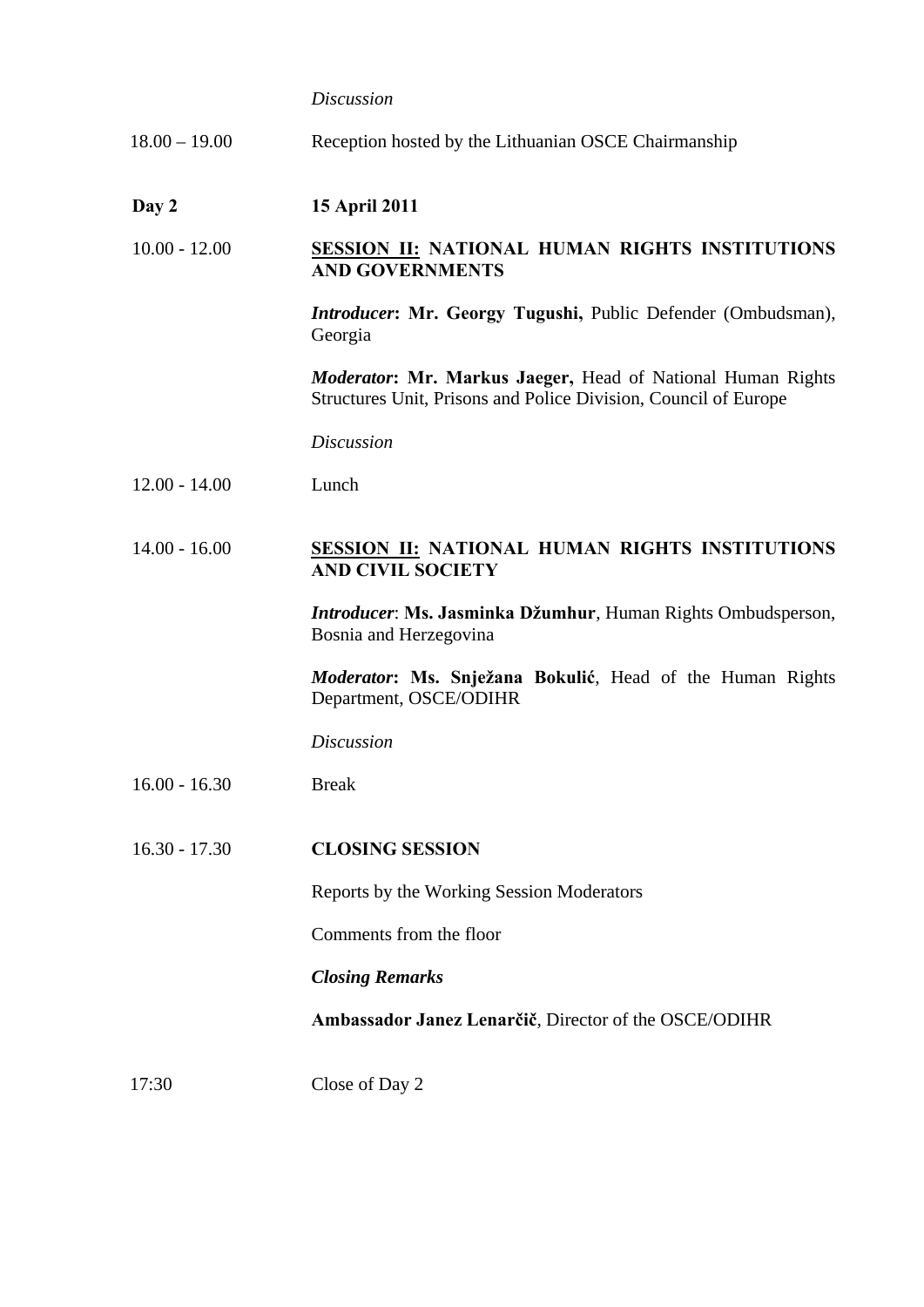*Discussion*

18.00 – 19.00 Reception hosted by the Lithuanian OSCE Chairmanship

**Day 2** **15 April 2011**

10.00 - 12.00 **SESSION II: NATIONAL HUMAN RIGHTS INSTITUTIONS AND GOVERNMENTS**

***Introducer*: Mr. Georgy Tugushi,** Public Defender (Ombudsman), Georgia

***Moderator*: Mr. Markus Jaeger,** Head of National Human Rights Structures Unit, Prisons and Police Division, Council of Europe

*Discussion*

12.00 - 14.00 Lunch

14.00 - 16.00 **SESSION II: NATIONAL HUMAN RIGHTS INSTITUTIONS AND CIVIL SOCIETY**

***Introducer*: Ms. Jasminka Džumhur**, Human Rights Ombudsperson, Bosnia and Herzegovina

***Moderator*: Ms. Snježana Bokulić**, Head of the Human Rights Department, OSCE/ODIHR

*Discussion*

16.00 - 16.30 Break

16.30 - 17.30 **CLOSING SESSION**

Reports by the Working Session Moderators

Comments from the floor

***Closing Remarks***

**Ambassador Janez Lenarčič**, Director of the OSCE/ODIHR

17:30 Close of Day 2